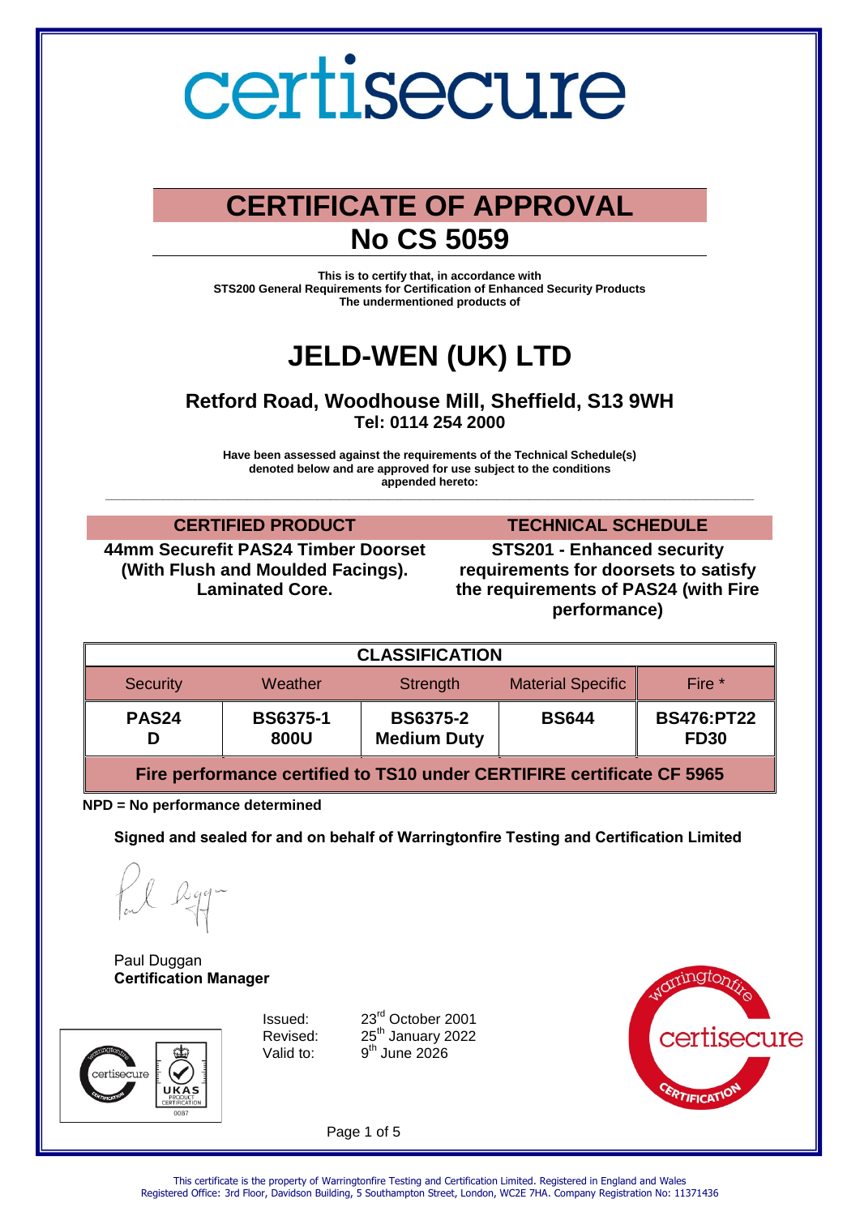# certisecure

## CERTIFICATE OF APPROVAL
## No CS 5059

**This is to certify that, in accordance with**
**STS200 General Requirements for Certification of Enhanced Security Products**
**The undermentioned products of**

# JELD-WEN (UK) LTD

### Retford Road, Woodhouse Mill, Sheffield, S13 9WH
**Tel: 0114 254 2000**

**Have been assessed against the requirements of the Technical Schedule(s) denoted below and are approved for use subject to the conditions appended hereto:**

| CERTIFIED PRODUCT | TECHNICAL SCHEDULE |
|---|---|
| **44mm Securefit PAS24 Timber Doorset (With Flush and Moulded Facings). Laminated Core.** | **STS201 - Enhanced security requirements for doorsets to satisfy the requirements of PAS24 (with Fire performance)** |

| CLASSIFICATION | | | | |
|---|---|---|---|---|
| Security | Weather | Strength | Material Specific | Fire * |
| **PAS24 D** | **BS6375-1 800U** | **BS6375-2 Medium Duty** | **BS644** | **BS476:PT22 FD30** |
| **Fire performance certified to TS10 under CERTIFIRE certificate CF 5965** | | | | |

**NPD = No performance determined**

**Signed and sealed for and on behalf of Warringtonfire Testing and Certification Limited**

Paul Duggan
**Certification Manager**

Issued: 23rd October 2001
Revised: 25th January 2022
Valid to: 9th June 2026

This certificate is the property of Warringtonfire Testing and Certification Limited. Registered in England and Wales
Registered Office: 3rd Floor, Davidson Building, 5 Southampton Street, London, WC2E 7HA. Company Registration No: 11371436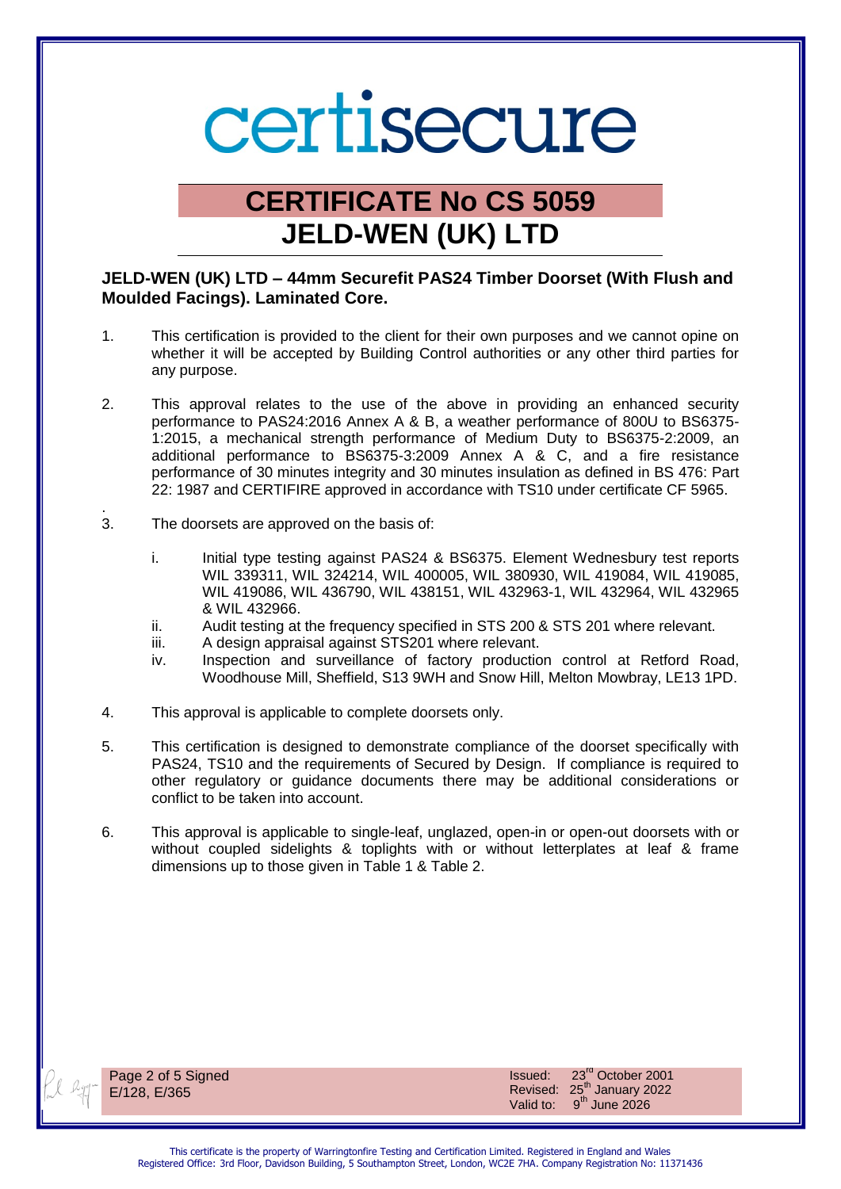certisecure

# CERTIFICATE No CS 5059

# JELD-WEN (UK) LTD

**JELD-WEN (UK) LTD – 44mm Securefit PAS24 Timber Doorset (With Flush and Moulded Facings). Laminated Core.**

1. This certification is provided to the client for their own purposes and we cannot opine on whether it will be accepted by Building Control authorities or any other third parties for any purpose.

2. This approval relates to the use of the above in providing an enhanced security performance to PAS24:2016 Annex A & B, a weather performance of 800U to BS6375-1:2015, a mechanical strength performance of Medium Duty to BS6375-2:2009, an additional performance to BS6375-3:2009 Annex A & C, and a fire resistance performance of 30 minutes integrity and 30 minutes insulation as defined in BS 476: Part 22: 1987 and CERTIFIRE approved in accordance with TS10 under certificate CF 5965.

3. The doorsets are approved on the basis of:

   i. Initial type testing against PAS24 & BS6375. Element Wednesbury test reports WIL 339311, WIL 324214, WIL 400005, WIL 380930, WIL 419084, WIL 419085, WIL 419086, WIL 436790, WIL 438151, WIL 432963-1, WIL 432964, WIL 432965 & WIL 432966.
   ii. Audit testing at the frequency specified in STS 200 & STS 201 where relevant.
   iii. A design appraisal against STS201 where relevant.
   iv. Inspection and surveillance of factory production control at Retford Road, Woodhouse Mill, Sheffield, S13 9WH and Snow Hill, Melton Mowbray, LE13 1PD.

4. This approval is applicable to complete doorsets only.

5. This certification is designed to demonstrate compliance of the doorset specifically with PAS24, TS10 and the requirements of Secured by Design. If compliance is required to other regulatory or guidance documents there may be additional considerations or conflict to be taken into account.

6. This approval is applicable to single-leaf, unglazed, open-in or open-out doorsets with or without coupled sidelights & toplights with or without letterplates at leaf & frame dimensions up to those given in Table 1 & Table 2.

Signed E/128, E/365

Issued: 23rd October 2001
Revised: 25th January 2022
Valid to: 9th June 2026

This certificate is the property of Warringtonfire Testing and Certification Limited. Registered in England and Wales
Registered Office: 3rd Floor, Davidson Building, 5 Southampton Street, London, WC2E 7HA. Company Registration No: 11371436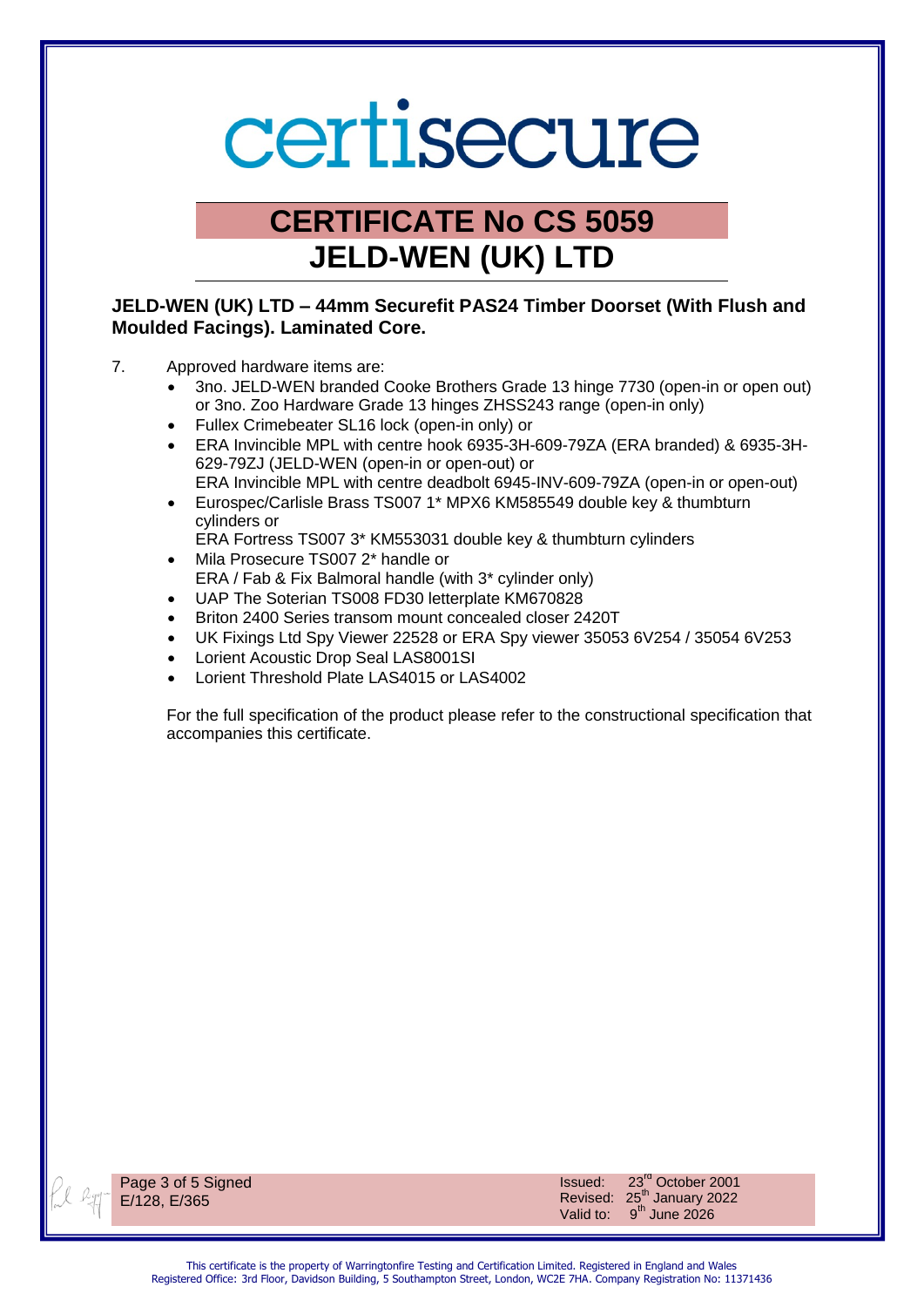# certisecure

## CERTIFICATE No CS 5059
## JELD-WEN (UK) LTD

**JELD-WEN (UK) LTD – 44mm Securefit PAS24 Timber Doorset (With Flush and Moulded Facings). Laminated Core.**

7. Approved hardware items are:
   - 3no. JELD-WEN branded Cooke Brothers Grade 13 hinge 7730 (open-in or open out) or 3no. Zoo Hardware Grade 13 hinges ZHSS243 range (open-in only)
   - Fullex Crimebeater SL16 lock (open-in only) or
   - ERA Invincible MPL with centre hook 6935-3H-609-79ZA (ERA branded) & 6935-3H-629-79ZJ (JELD-WEN (open-in or open-out) or  
     ERA Invincible MPL with centre deadbolt 6945-INV-609-79ZA (open-in or open-out)
   - Eurospec/Carlisle Brass TS007 1* MPX6 KM585549 double key & thumbturn cylinders or  
     ERA Fortress TS007 3* KM553031 double key & thumbturn cylinders
   - Mila Prosecure TS007 2* handle or  
     ERA / Fab & Fix Balmoral handle (with 3* cylinder only)
   - UAP The Soterian TS008 FD30 letterplate KM670828
   - Briton 2400 Series transom mount concealed closer 2420T
   - UK Fixings Ltd Spy Viewer 22528 or ERA Spy viewer 35053 6V254 / 35054 6V253
   - Lorient Acoustic Drop Seal LAS8001SI
   - Lorient Threshold Plate LAS4015 or LAS4002

   For the full specification of the product please refer to the constructional specification that accompanies this certificate.

Signed  
E/128, E/365

Issued: 23rd October 2001  
Revised: 25th January 2022  
Valid to: 9th June 2026

This certificate is the property of Warringtonfire Testing and Certification Limited. Registered in England and Wales  
Registered Office: 3rd Floor, Davidson Building, 5 Southampton Street, London, WC2E 7HA. Company Registration No: 11371436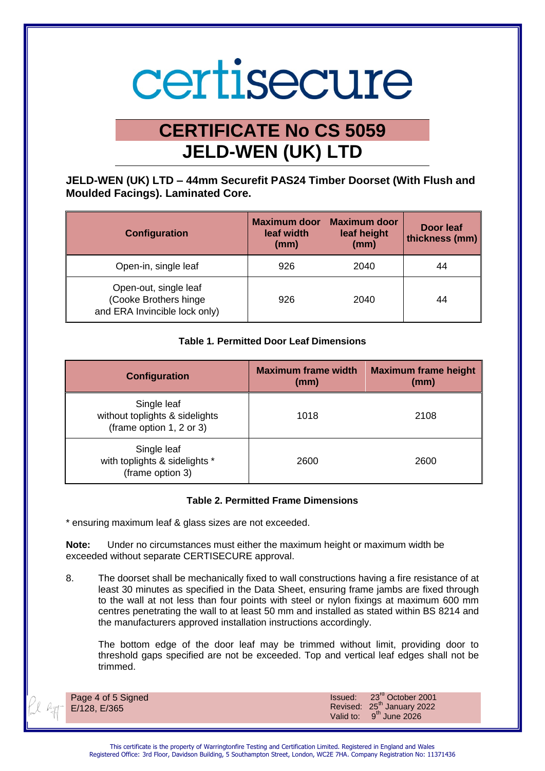# certisecure

## CERTIFICATE No CS 5059
## JELD-WEN (UK) LTD

**JELD-WEN (UK) LTD – 44mm Securefit PAS24 Timber Doorset (With Flush and Moulded Facings). Laminated Core.**

| Configuration | Maximum door leaf width (mm) | Maximum door leaf height (mm) | Door leaf thickness (mm) |
|---|---|---|---|
| Open-in, single leaf | 926 | 2040 | 44 |
| Open-out, single leaf (Cooke Brothers hinge and ERA Invincible lock only) | 926 | 2040 | 44 |

**Table 1. Permitted Door Leaf Dimensions**

| Configuration | Maximum frame width (mm) | Maximum frame height (mm) |
|---|---|---|
| Single leaf without toplights & sidelights (frame option 1, 2 or 3) | 1018 | 2108 |
| Single leaf with toplights & sidelights * (frame option 3) | 2600 | 2600 |

**Table 2. Permitted Frame Dimensions**

* ensuring maximum leaf & glass sizes are not exceeded.

**Note:** Under no circumstances must either the maximum height or maximum width be exceeded without separate CERTISECURE approval.

8. The doorset shall be mechanically fixed to wall constructions having a fire resistance of at least 30 minutes as specified in the Data Sheet, ensuring frame jambs are fixed through to the wall at not less than four points with steel or nylon fixings at maximum 600 mm centres penetrating the wall to at least 50 mm and installed as stated within BS 8214 and the manufacturers approved installation instructions accordingly.

   The bottom edge of the door leaf may be trimmed without limit, providing door to threshold gaps specified are not be exceeded. Top and vertical leaf edges shall not be trimmed.

Signed E/128, E/365

Issued: 23rd October 2001
Revised: 25th January 2022
Valid to: 9th June 2026

This certificate is the property of Warringtonfire Testing and Certification Limited. Registered in England and Wales
Registered Office: 3rd Floor, Davidson Building, 5 Southampton Street, London, WC2E 7HA. Company Registration No: 11371436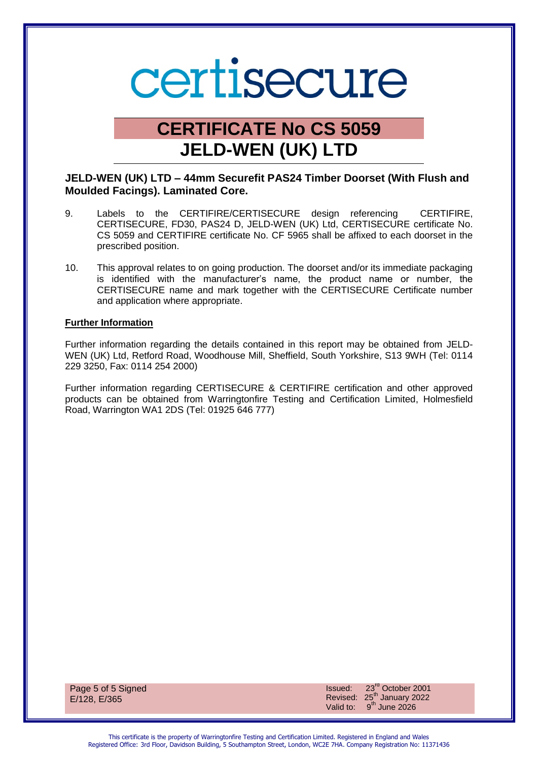certisecure

# CERTIFICATE No CS 5059
# JELD-WEN (UK) LTD

### JELD-WEN (UK) LTD – 44mm Securefit PAS24 Timber Doorset (With Flush and Moulded Facings). Laminated Core.

9. Labels to the CERTIFIRE/CERTISECURE design referencing CERTIFIRE, CERTISECURE, FD30, PAS24 D, JELD-WEN (UK) Ltd, CERTISECURE certificate No. CS 5059 and CERTIFIRE certificate No. CF 5965 shall be affixed to each doorset in the prescribed position.

10. This approval relates to on going production. The doorset and/or its immediate packaging is identified with the manufacturer's name, the product name or number, the CERTISECURE name and mark together with the CERTISECURE Certificate number and application where appropriate.

**Further Information**

Further information regarding the details contained in this report may be obtained from JELD-WEN (UK) Ltd, Retford Road, Woodhouse Mill, Sheffield, South Yorkshire, S13 9WH (Tel: 0114 229 3250, Fax: 0114 254 2000)

Further information regarding CERTISECURE & CERTIFIRE certification and other approved products can be obtained from Warringtonfire Testing and Certification Limited, Holmesfield Road, Warrington WA1 2DS (Tel: 01925 646 777)

Signed
E/128, E/365

Issued: 23rd October 2001
Revised: 25th January 2022
Valid to: 9th June 2026

This certificate is the property of Warringtonfire Testing and Certification Limited. Registered in England and Wales
Registered Office: 3rd Floor, Davidson Building, 5 Southampton Street, London, WC2E 7HA. Company Registration No: 11371436